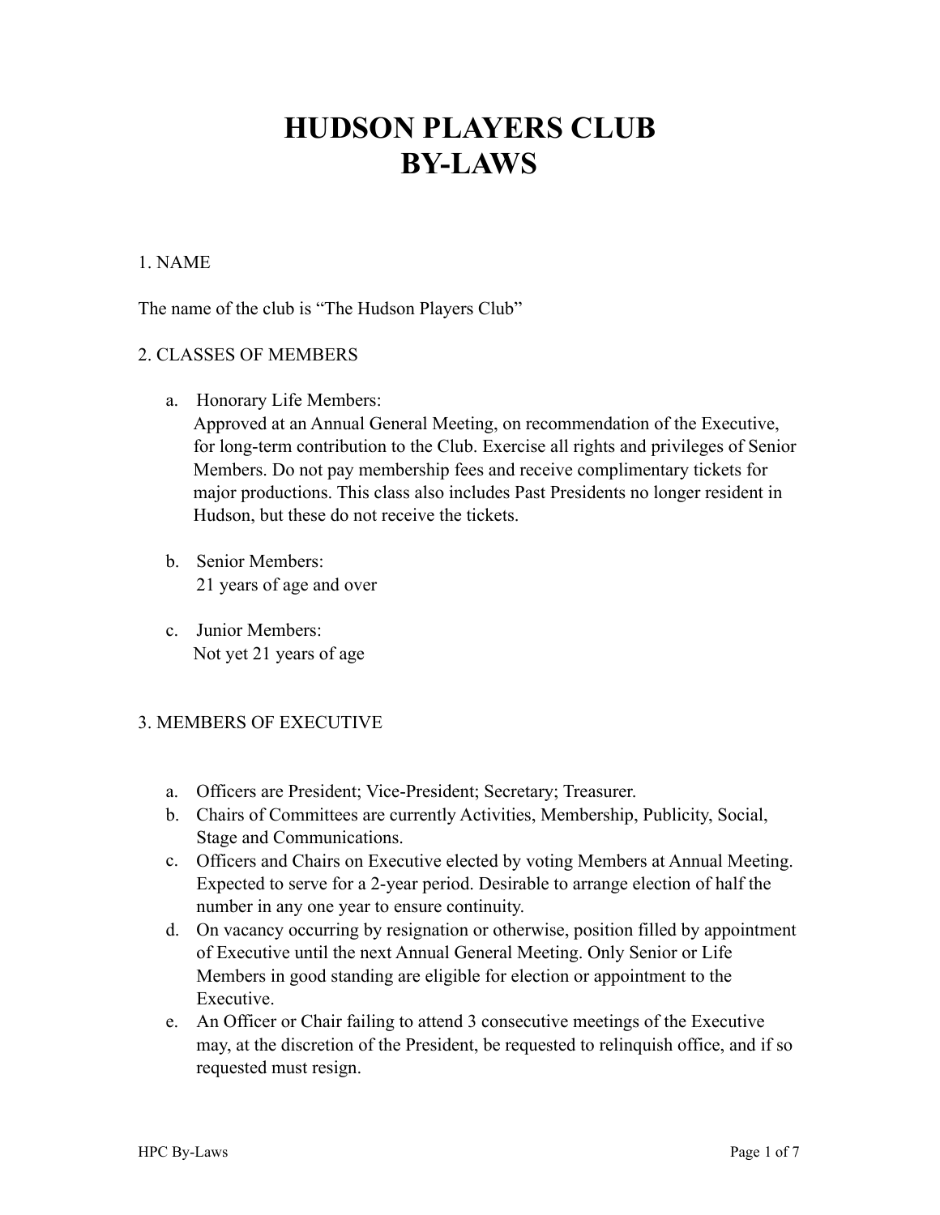# HUDSON PLAYERS CLUB
# BY-LAWS

## 1. NAME

The name of the club is "The Hudson Players Club"

## 2. CLASSES OF MEMBERS

a. Honorary Life Members:
   Approved at an Annual General Meeting, on recommendation of the Executive, for long-term contribution to the Club. Exercise all rights and privileges of Senior Members. Do not pay membership fees and receive complimentary tickets for major productions. This class also includes Past Presidents no longer resident in Hudson, but these do not receive the tickets.

b. Senior Members:
   21 years of age and over

c. Junior Members:
   Not yet 21 years of age

## 3. MEMBERS OF EXECUTIVE

a. Officers are President; Vice-President; Secretary; Treasurer.
b. Chairs of Committees are currently Activities, Membership, Publicity, Social, Stage and Communications.
c. Officers and Chairs on Executive elected by voting Members at Annual Meeting. Expected to serve for a 2-year period. Desirable to arrange election of half the number in any one year to ensure continuity.
d. On vacancy occurring by resignation or otherwise, position filled by appointment of Executive until the next Annual General Meeting. Only Senior or Life Members in good standing are eligible for election or appointment to the Executive.
e. An Officer or Chair failing to attend 3 consecutive meetings of the Executive may, at the discretion of the President, be requested to relinquish office, and if so requested must resign.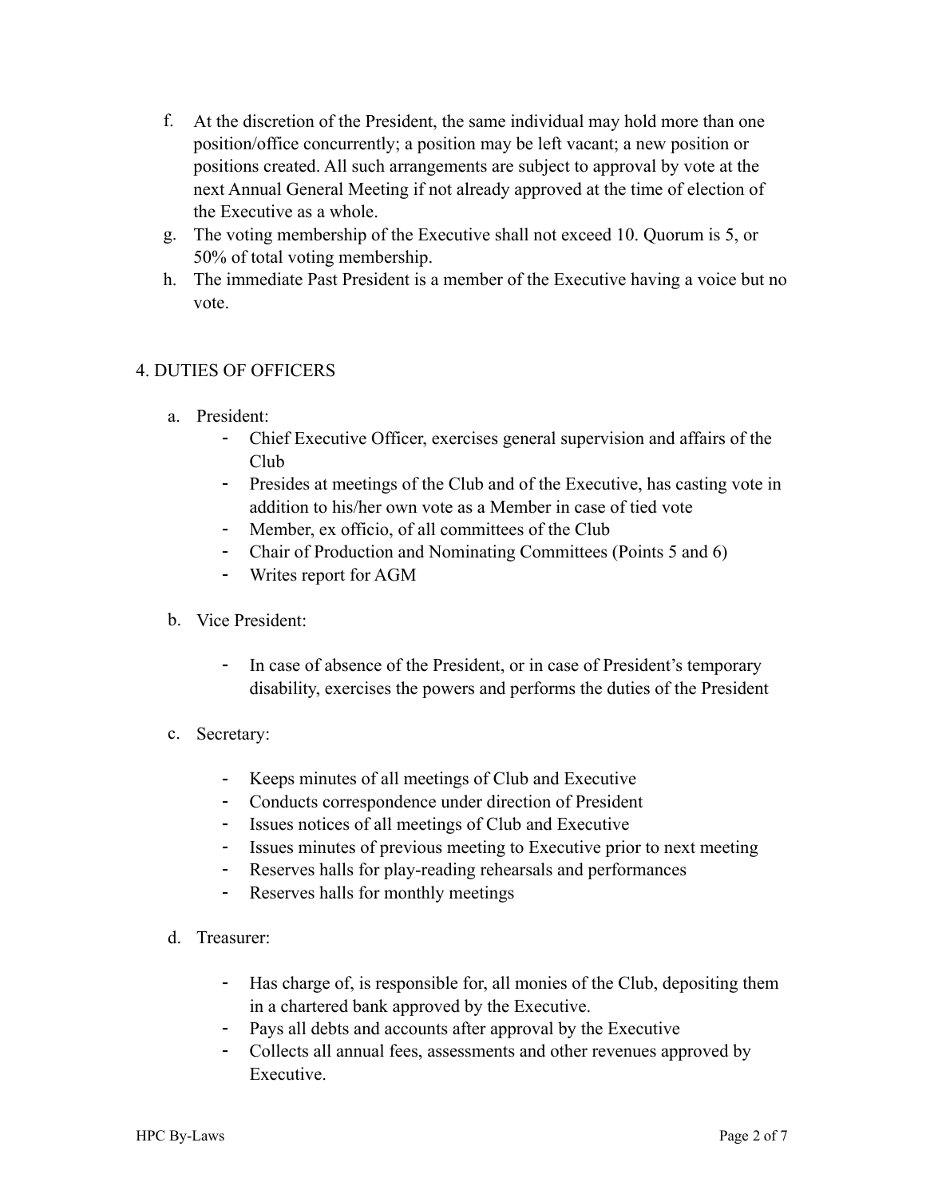f. At the discretion of the President, the same individual may hold more than one position/office concurrently; a position may be left vacant; a new position or positions created. All such arrangements are subject to approval by vote at the next Annual General Meeting if not already approved at the time of election of the Executive as a whole.

g. The voting membership of the Executive shall not exceed 10. Quorum is 5, or 50% of total voting membership.

h. The immediate Past President is a member of the Executive having a voice but no vote.

## 4. DUTIES OF OFFICERS

a. President:
   - Chief Executive Officer, exercises general supervision and affairs of the Club
   - Presides at meetings of the Club and of the Executive, has casting vote in addition to his/her own vote as a Member in case of tied vote
   - Member, ex officio, of all committees of the Club
   - Chair of Production and Nominating Committees (Points 5 and 6)
   - Writes report for AGM

b. Vice President:
   - In case of absence of the President, or in case of President's temporary disability, exercises the powers and performs the duties of the President

c. Secretary:
   - Keeps minutes of all meetings of Club and Executive
   - Conducts correspondence under direction of President
   - Issues notices of all meetings of Club and Executive
   - Issues minutes of previous meeting to Executive prior to next meeting
   - Reserves halls for play-reading rehearsals and performances
   - Reserves halls for monthly meetings

d. Treasurer:
   - Has charge of, is responsible for, all monies of the Club, depositing them in a chartered bank approved by the Executive.
   - Pays all debts and accounts after approval by the Executive
   - Collects all annual fees, assessments and other revenues approved by Executive.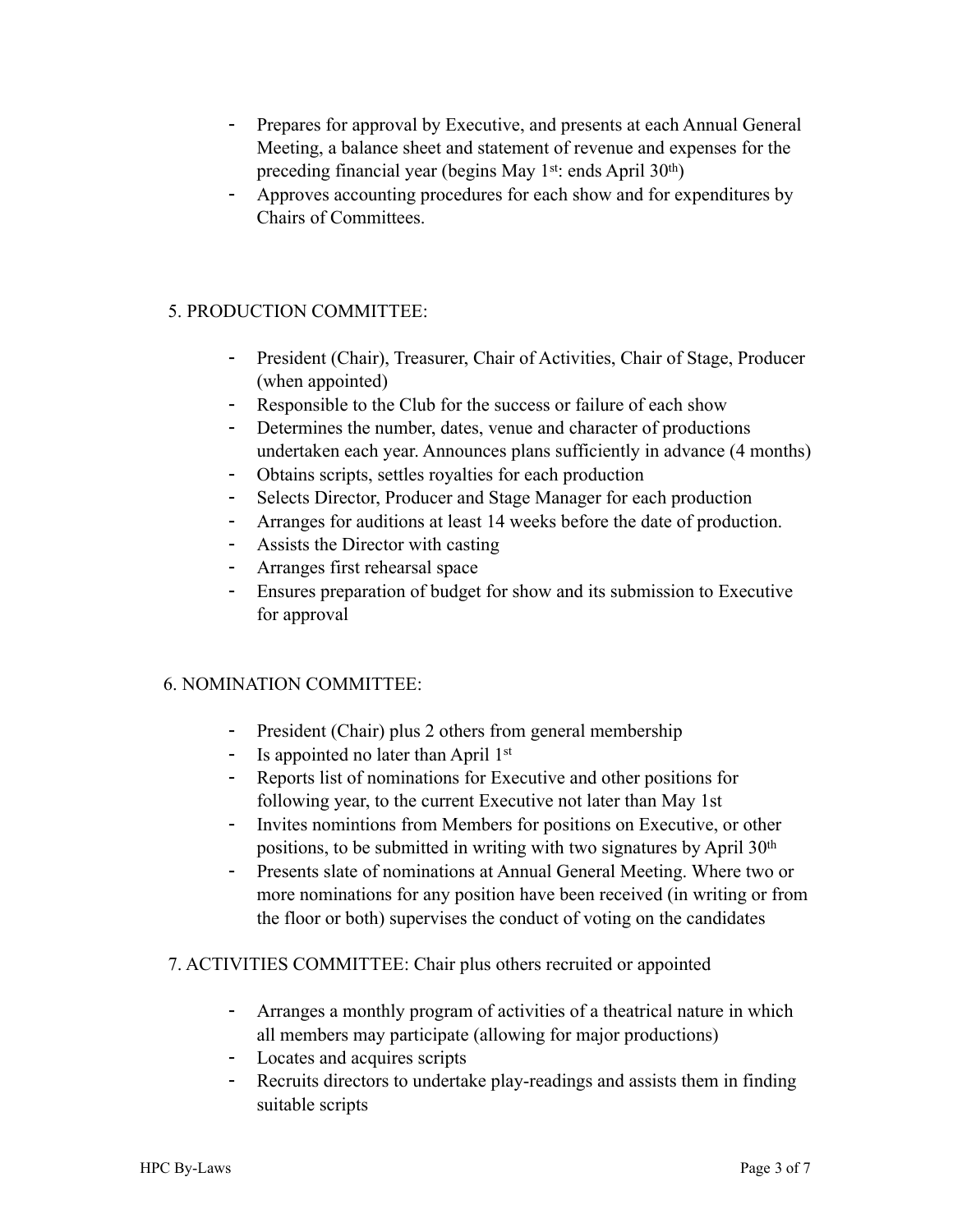- Prepares for approval by Executive, and presents at each Annual General Meeting, a balance sheet and statement of revenue and expenses for the preceding financial year (begins May 1st: ends April 30th)
- Approves accounting procedures for each show and for expenditures by Chairs of Committees.

5. PRODUCTION COMMITTEE:

- President (Chair), Treasurer, Chair of Activities, Chair of Stage, Producer (when appointed)
- Responsible to the Club for the success or failure of each show
- Determines the number, dates, venue and character of productions undertaken each year. Announces plans sufficiently in advance (4 months)
- Obtains scripts, settles royalties for each production
- Selects Director, Producer and Stage Manager for each production
- Arranges for auditions at least 14 weeks before the date of production.
- Assists the Director with casting
- Arranges first rehearsal space
- Ensures preparation of budget for show and its submission to Executive for approval

6. NOMINATION COMMITTEE:

- President (Chair) plus 2 others from general membership
- Is appointed no later than April 1st
- Reports list of nominations for Executive and other positions for following year, to the current Executive not later than May 1st
- Invites nomintions from Members for positions on Executive, or other positions, to be submitted in writing with two signatures by April 30th
- Presents slate of nominations at Annual General Meeting. Where two or more nominations for any position have been received (in writing or from the floor or both) supervises the conduct of voting on the candidates

7. ACTIVITIES COMMITTEE: Chair plus others recruited or appointed

- Arranges a monthly program of activities of a theatrical nature in which all members may participate (allowing for major productions)
- Locates and acquires scripts
- Recruits directors to undertake play-readings and assists them in finding suitable scripts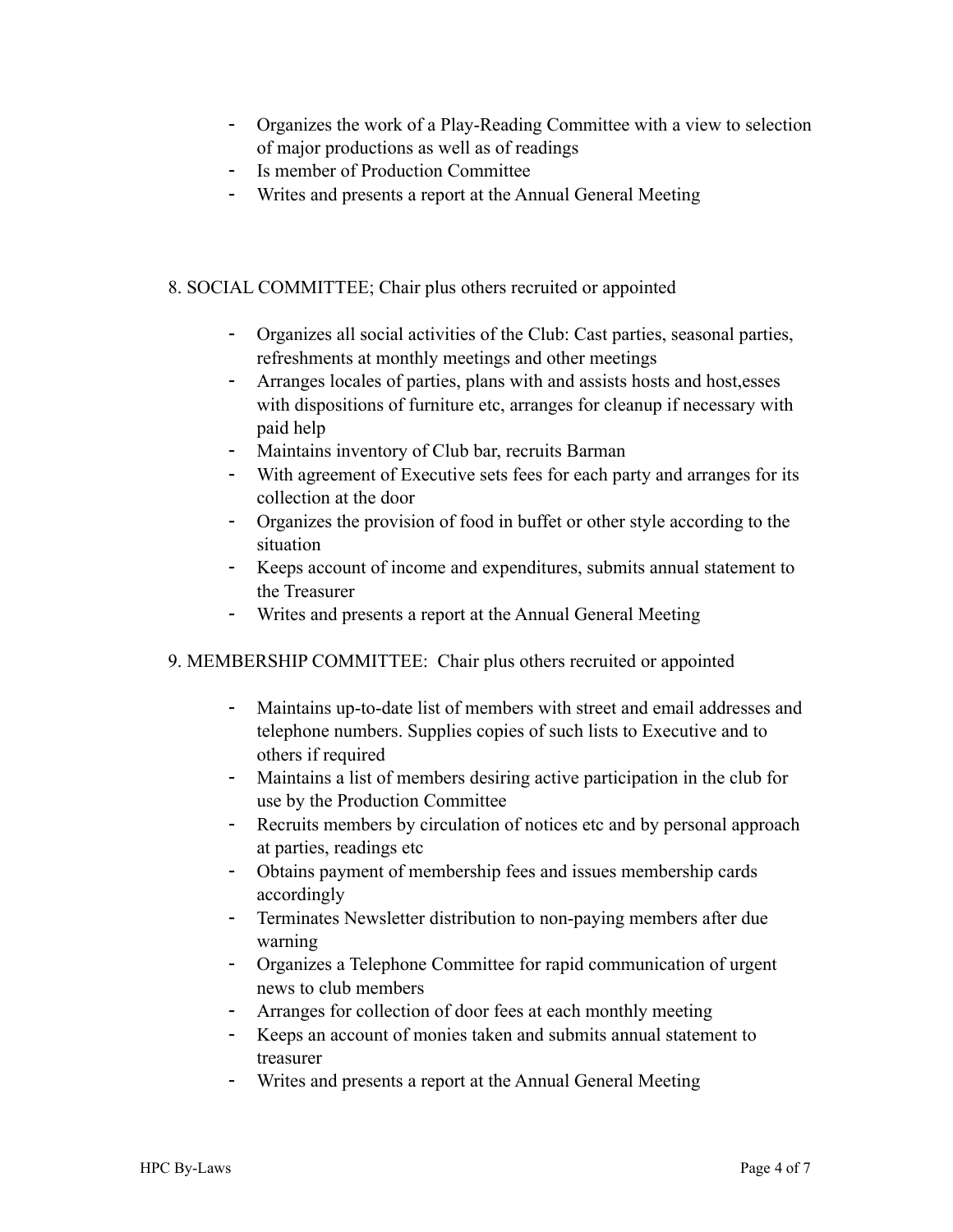- Organizes the work of a Play-Reading Committee with a view to selection of major productions as well as of readings
- Is member of Production Committee
- Writes and presents a report at the Annual General Meeting

8. SOCIAL COMMITTEE; Chair plus others recruited or appointed

- Organizes all social activities of the Club: Cast parties, seasonal parties, refreshments at monthly meetings and other meetings
- Arranges locales of parties, plans with and assists hosts and host,esses with dispositions of furniture etc, arranges for cleanup if necessary with paid help
- Maintains inventory of Club bar, recruits Barman
- With agreement of Executive sets fees for each party and arranges for its collection at the door
- Organizes the provision of food in buffet or other style according to the situation
- Keeps account of income and expenditures, submits annual statement to the Treasurer
- Writes and presents a report at the Annual General Meeting

9. MEMBERSHIP COMMITTEE: Chair plus others recruited or appointed

- Maintains up-to-date list of members with street and email addresses and telephone numbers. Supplies copies of such lists to Executive and to others if required
- Maintains a list of members desiring active participation in the club for use by the Production Committee
- Recruits members by circulation of notices etc and by personal approach at parties, readings etc
- Obtains payment of membership fees and issues membership cards accordingly
- Terminates Newsletter distribution to non-paying members after due warning
- Organizes a Telephone Committee for rapid communication of urgent news to club members
- Arranges for collection of door fees at each monthly meeting
- Keeps an account of monies taken and submits annual statement to treasurer
- Writes and presents a report at the Annual General Meeting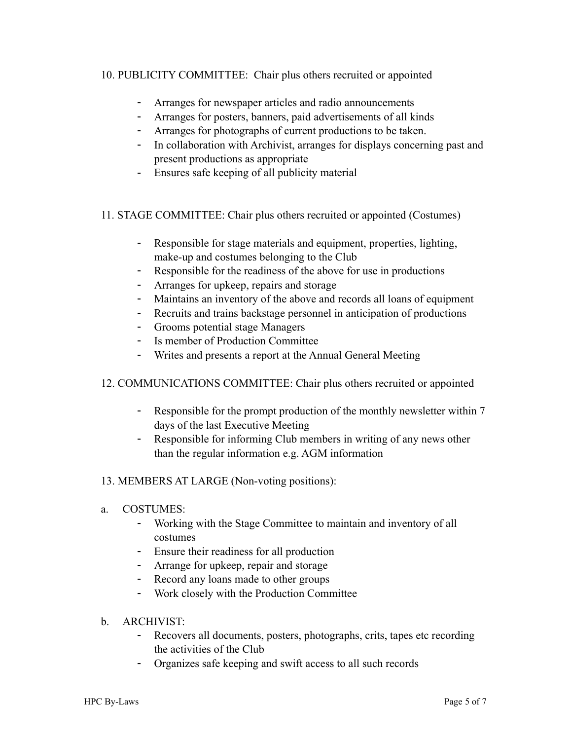10. PUBLICITY COMMITTEE: Chair plus others recruited or appointed

- Arranges for newspaper articles and radio announcements
- Arranges for posters, banners, paid advertisements of all kinds
- Arranges for photographs of current productions to be taken.
- In collaboration with Archivist, arranges for displays concerning past and present productions as appropriate
- Ensures safe keeping of all publicity material

11. STAGE COMMITTEE: Chair plus others recruited or appointed (Costumes)

- Responsible for stage materials and equipment, properties, lighting, make-up and costumes belonging to the Club
- Responsible for the readiness of the above for use in productions
- Arranges for upkeep, repairs and storage
- Maintains an inventory of the above and records all loans of equipment
- Recruits and trains backstage personnel in anticipation of productions
- Grooms potential stage Managers
- Is member of Production Committee
- Writes and presents a report at the Annual General Meeting

12. COMMUNICATIONS COMMITTEE: Chair plus others recruited or appointed

- Responsible for the prompt production of the monthly newsletter within 7 days of the last Executive Meeting
- Responsible for informing Club members in writing of any news other than the regular information e.g. AGM information

13. MEMBERS AT LARGE (Non-voting positions):

a. COSTUMES:
- Working with the Stage Committee to maintain and inventory of all costumes
- Ensure their readiness for all production
- Arrange for upkeep, repair and storage
- Record any loans made to other groups
- Work closely with the Production Committee

b. ARCHIVIST:
- Recovers all documents, posters, photographs, crits, tapes etc recording the activities of the Club
- Organizes safe keeping and swift access to all such records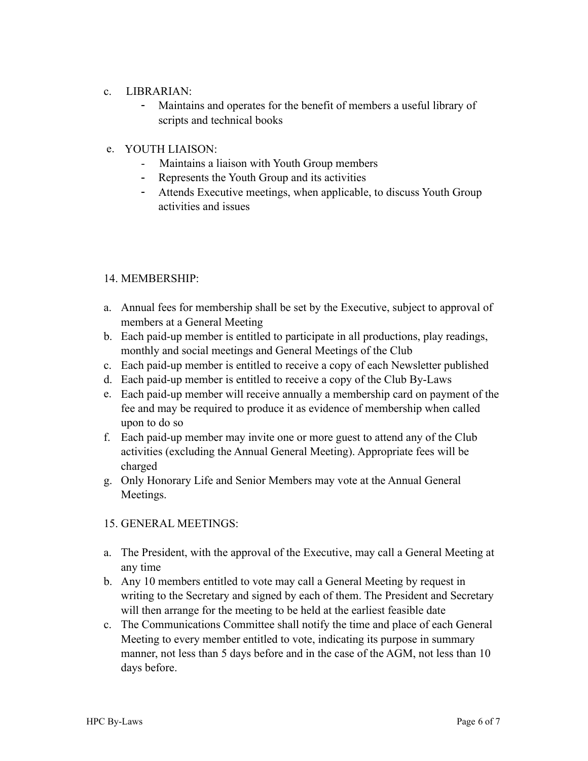c. LIBRARIAN:
   - Maintains and operates for the benefit of members a useful library of scripts and technical books

e. YOUTH LIAISON:
   - Maintains a liaison with Youth Group members
   - Represents the Youth Group and its activities
   - Attends Executive meetings, when applicable, to discuss Youth Group activities and issues

## 14. MEMBERSHIP:

a. Annual fees for membership shall be set by the Executive, subject to approval of members at a General Meeting
b. Each paid-up member is entitled to participate in all productions, play readings, monthly and social meetings and General Meetings of the Club
c. Each paid-up member is entitled to receive a copy of each Newsletter published
d. Each paid-up member is entitled to receive a copy of the Club By-Laws
e. Each paid-up member will receive annually a membership card on payment of the fee and may be required to produce it as evidence of membership when called upon to do so
f. Each paid-up member may invite one or more guest to attend any of the Club activities (excluding the Annual General Meeting). Appropriate fees will be charged
g. Only Honorary Life and Senior Members may vote at the Annual General Meetings.

## 15. GENERAL MEETINGS:

a. The President, with the approval of the Executive, may call a General Meeting at any time
b. Any 10 members entitled to vote may call a General Meeting by request in writing to the Secretary and signed by each of them. The President and Secretary will then arrange for the meeting to be held at the earliest feasible date
c. The Communications Committee shall notify the time and place of each General Meeting to every member entitled to vote, indicating its purpose in summary manner, not less than 5 days before and in the case of the AGM, not less than 10 days before.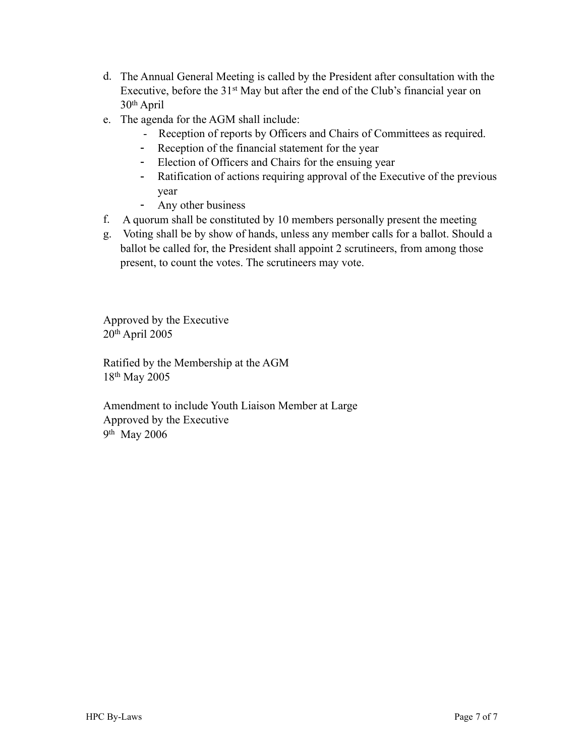d. The Annual General Meeting is called by the President after consultation with the Executive, before the 31st May but after the end of the Club's financial year on 30th April
e. The agenda for the AGM shall include:
   - Reception of reports by Officers and Chairs of Committees as required.
   - Reception of the financial statement for the year
   - Election of Officers and Chairs for the ensuing year
   - Ratification of actions requiring approval of the Executive of the previous year
   - Any other business
f. A quorum shall be constituted by 10 members personally present the meeting
g. Voting shall be by show of hands, unless any member calls for a ballot. Should a ballot be called for, the President shall appoint 2 scrutineers, from among those present, to count the votes. The scrutineers may vote.

Approved by the Executive
20th April 2005

Ratified by the Membership at the AGM
18th May 2005

Amendment to include Youth Liaison Member at Large
Approved by the Executive
9th May 2006